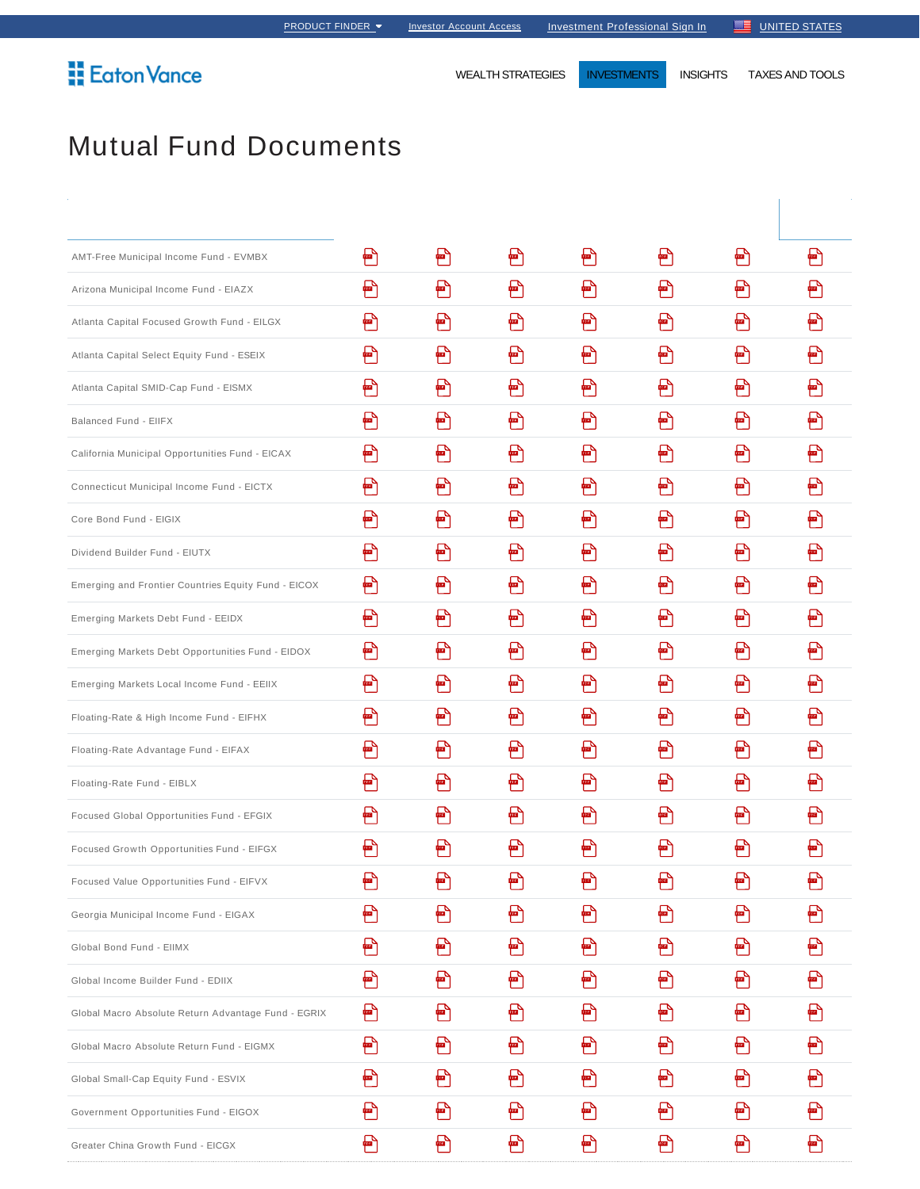PRODUCT FINDER ▾ | Investor Account Access | Investment Professional Sign In | UNITED STATES

Eaton Vance

WEALTH STRATEGIES | INVESTMENTS | INSIGHTS | TAXES AND TOOLS

# Mutual Fund Documents

| | | | | | | | |
|---|---|---|---|---|---|---|---|
| AMT-Free Municipal Income Fund - EVMBX | | | | | | | |
| Arizona Municipal Income Fund - EIAZX | | | | | | | |
| Atlanta Capital Focused Growth Fund - EILGX | | | | | | | |
| Atlanta Capital Select Equity Fund - ESEIX | | | | | | | |
| Atlanta Capital SMID-Cap Fund - EISMX | | | | | | | |
| Balanced Fund - EIIFX | | | | | | | |
| California Municipal Opportunities Fund - EICAX | | | | | | | |
| Connecticut Municipal Income Fund - EICTX | | | | | | | |
| Core Bond Fund - EIGIX | | | | | | | |
| Dividend Builder Fund - EIUTX | | | | | | | |
| Emerging and Frontier Countries Equity Fund - EICOX | | | | | | | |
| Emerging Markets Debt Fund - EEIDX | | | | | | | |
| Emerging Markets Debt Opportunities Fund - EIDOX | | | | | | | |
| Emerging Markets Local Income Fund - EEIIX | | | | | | | |
| Floating-Rate & High Income Fund - EIFHX | | | | | | | |
| Floating-Rate Advantage Fund - EIFAX | | | | | | | |
| Floating-Rate Fund - EIBLX | | | | | | | |
| Focused Global Opportunities Fund - EFGIX | | | | | | | |
| Focused Growth Opportunities Fund - EIFGX | | | | | | | |
| Focused Value Opportunities Fund - EIFVX | | | | | | | |
| Georgia Municipal Income Fund - EIGAX | | | | | | | |
| Global Bond Fund - EIIMX | | | | | | | |
| Global Income Builder Fund - EDIIX | | | | | | | |
| Global Macro Absolute Return Advantage Fund - EGRIX | | | | | | | |
| Global Macro Absolute Return Fund - EIGMX | | | | | | | |
| Global Small-Cap Equity Fund - ESVIX | | | | | | | |
| Government Opportunities Fund - EIGOX | | | | | | | |
| Greater China Growth Fund - EICGX | | | | | | | |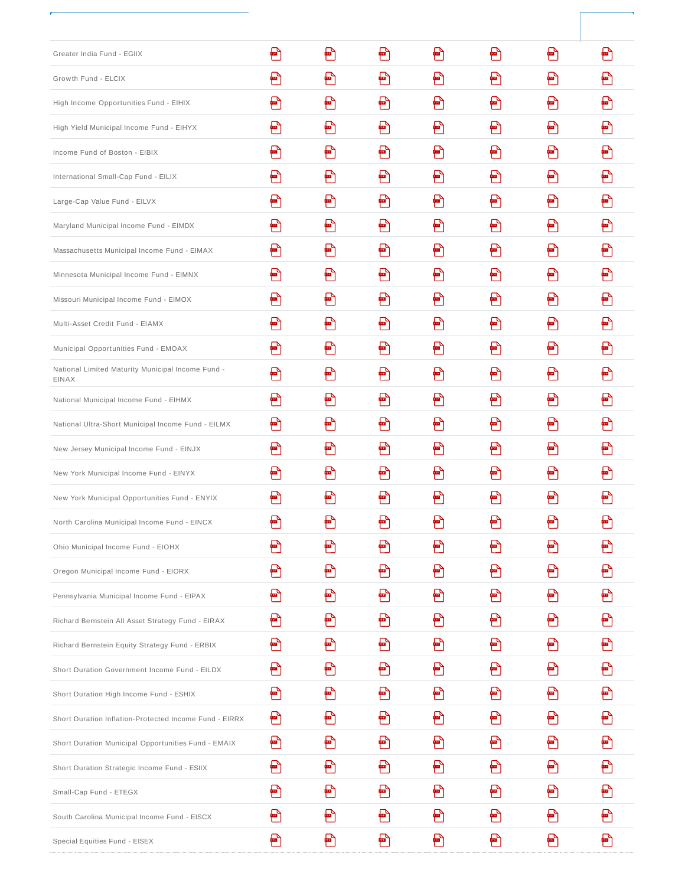| | | | | | | | |
|---|---|---|---|---|---|---|---|
| Greater India Fund - EGIIX | | | | | | | |
| Growth Fund - ELCIX | | | | | | | |
| High Income Opportunities Fund - EIHIX | | | | | | | |
| High Yield Municipal Income Fund - EIHYX | | | | | | | |
| Income Fund of Boston - EIBIX | | | | | | | |
| International Small-Cap Fund - EILIX | | | | | | | |
| Large-Cap Value Fund - EILVX | | | | | | | |
| Maryland Municipal Income Fund - EIMDX | | | | | | | |
| Massachusetts Municipal Income Fund - EIMAX | | | | | | | |
| Minnesota Municipal Income Fund - EIMNX | | | | | | | |
| Missouri Municipal Income Fund - EIMOX | | | | | | | |
| Multi-Asset Credit Fund - EIAMX | | | | | | | |
| Municipal Opportunities Fund - EMOAX | | | | | | | |
| National Limited Maturity Municipal Income Fund - EINAX | | | | | | | |
| National Municipal Income Fund - EIHMX | | | | | | | |
| National Ultra-Short Municipal Income Fund - EILMX | | | | | | | |
| New Jersey Municipal Income Fund - EINJX | | | | | | | |
| New York Municipal Income Fund - EINYX | | | | | | | |
| New York Municipal Opportunities Fund - ENYIX | | | | | | | |
| North Carolina Municipal Income Fund - EINCX | | | | | | | |
| Ohio Municipal Income Fund - EIOHX | | | | | | | |
| Oregon Municipal Income Fund - EIORX | | | | | | | |
| Pennsylvania Municipal Income Fund - EIPAX | | | | | | | |
| Richard Bernstein All Asset Strategy Fund - EIRAX | | | | | | | |
| Richard Bernstein Equity Strategy Fund - ERBIX | | | | | | | |
| Short Duration Government Income Fund - EILDX | | | | | | | |
| Short Duration High Income Fund - ESHIX | | | | | | | |
| Short Duration Inflation-Protected Income Fund - EIRRX | | | | | | | |
| Short Duration Municipal Opportunities Fund - EMAIX | | | | | | | |
| Short Duration Strategic Income Fund - ESIIX | | | | | | | |
| Small-Cap Fund - ETEGX | | | | | | | |
| South Carolina Municipal Income Fund - EISCX | | | | | | | |
| Special Equities Fund - EISEX | | | | | | | |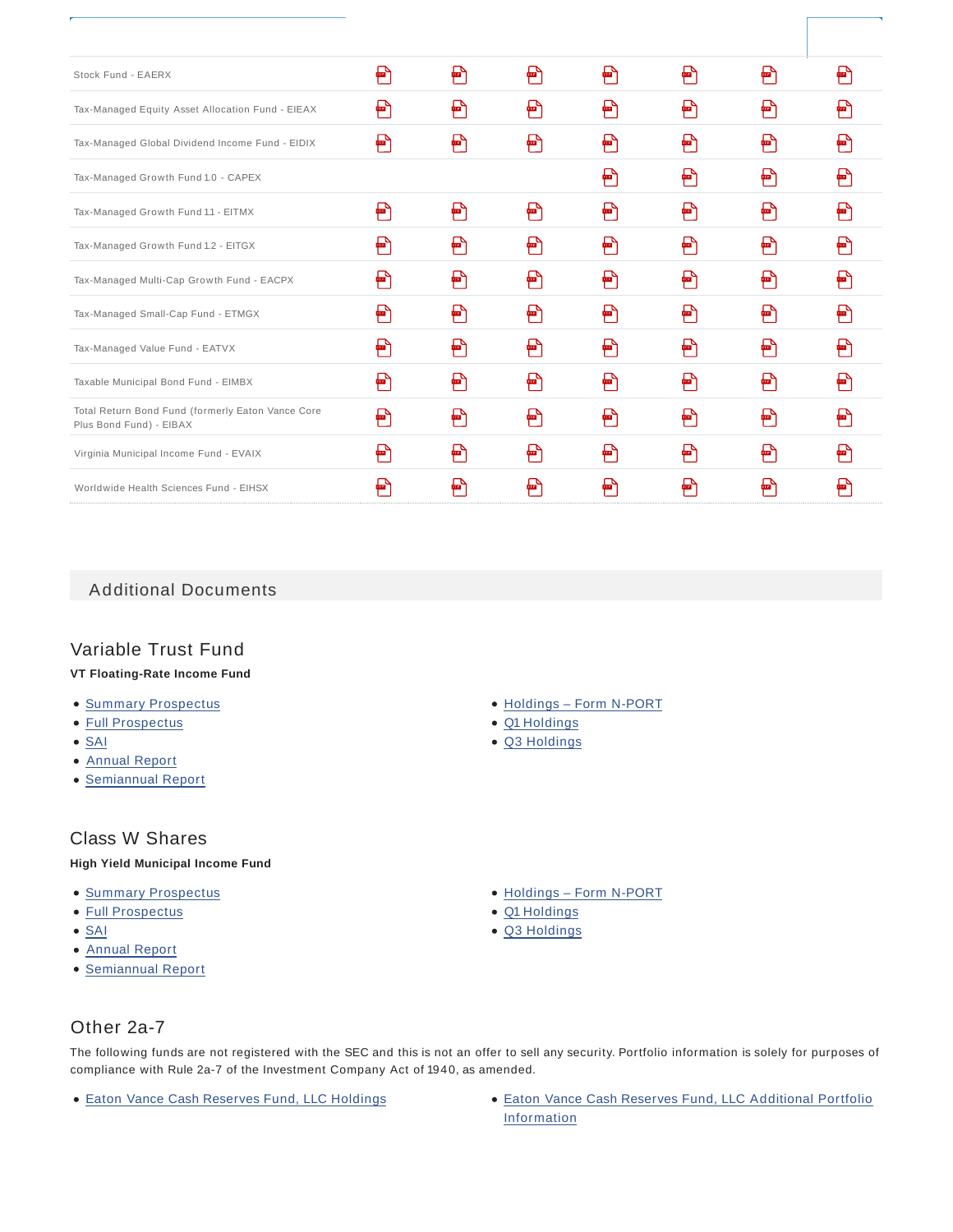| | | | | | | | |
|---|---|---|---|---|---|---|---|
| Stock Fund - EAERX | PDF | PDF | PDF | PDF | PDF | PDF | PDF |
| Tax-Managed Equity Asset Allocation Fund - EIEAX | PDF | PDF | PDF | PDF | PDF | PDF | PDF |
| Tax-Managed Global Dividend Income Fund - EIDIX | PDF | PDF | PDF | PDF | PDF | PDF | PDF |
| Tax-Managed Growth Fund 1.0 - CAPEX | | | | PDF | PDF | PDF | PDF |
| Tax-Managed Growth Fund 1.1 - EITMX | PDF | PDF | PDF | PDF | PDF | PDF | PDF |
| Tax-Managed Growth Fund 1.2 - EITGX | PDF | PDF | PDF | PDF | PDF | PDF | PDF |
| Tax-Managed Multi-Cap Growth Fund - EACPX | PDF | PDF | PDF | PDF | PDF | PDF | PDF |
| Tax-Managed Small-Cap Fund - ETMGX | PDF | PDF | PDF | PDF | PDF | PDF | PDF |
| Tax-Managed Value Fund - EATVX | PDF | PDF | PDF | PDF | PDF | PDF | PDF |
| Taxable Municipal Bond Fund - EIMBX | PDF | PDF | PDF | PDF | PDF | PDF | PDF |
| Total Return Bond Fund (formerly Eaton Vance Core Plus Bond Fund) - EIBAX | PDF | PDF | PDF | PDF | PDF | PDF | PDF |
| Virginia Municipal Income Fund - EVAIX | PDF | PDF | PDF | PDF | PDF | PDF | PDF |
| Worldwide Health Sciences Fund - EIHSX | PDF | PDF | PDF | PDF | PDF | PDF | PDF |

## Additional Documents

### Variable Trust Fund

**VT Floating-Rate Income Fund**

- Summary Prospectus
- Full Prospectus
- SAI
- Annual Report
- Semiannual Report
- Holdings – Form N-PORT
- Q1 Holdings
- Q3 Holdings

### Class W Shares

**High Yield Municipal Income Fund**

- Summary Prospectus
- Full Prospectus
- SAI
- Annual Report
- Semiannual Report
- Holdings – Form N-PORT
- Q1 Holdings
- Q3 Holdings

### Other 2a-7

The following funds are not registered with the SEC and this is not an offer to sell any security. Portfolio information is solely for purposes of compliance with Rule 2a-7 of the Investment Company Act of 1940, as amended.

- Eaton Vance Cash Reserves Fund, LLC Holdings
- Eaton Vance Cash Reserves Fund, LLC Additional Portfolio Information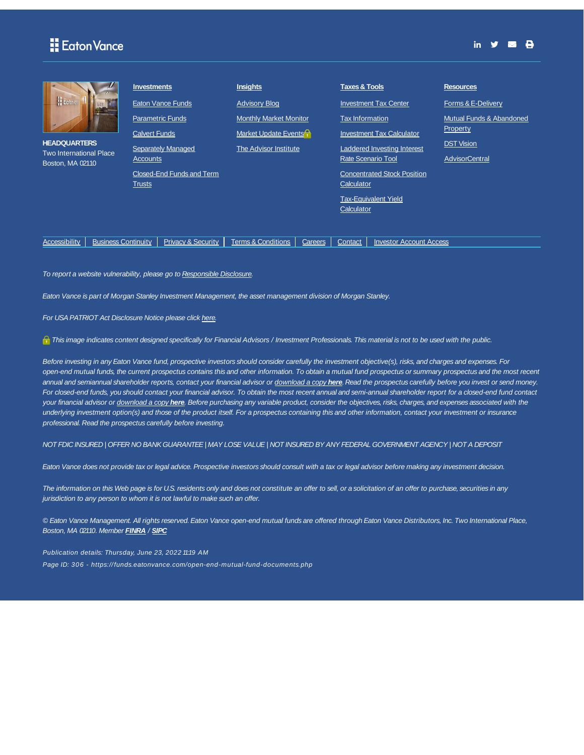Eaton Vance

**HEADQUARTERS**
Two International Place
Boston, MA 02110

**Investments**

- Eaton Vance Funds
- Parametric Funds
- Calvert Funds
- Separately Managed Accounts
- Closed-End Funds and Term Trusts

**Insights**

- Advisory Blog
- Monthly Market Monitor
- Market Update Events
- The Advisor Institute

**Taxes & Tools**

- Investment Tax Center
- Tax Information
- Investment Tax Calculator
- Laddered Investing Interest Rate Scenario Tool
- Concentrated Stock Position Calculator
- Tax-Equivalent Yield Calculator

**Resources**

- Forms & E-Delivery
- Mutual Funds & Abandoned Property
- DST Vision
- AdvisorCentral

Accessibility | Business Continuity | Privacy & Security | Terms & Conditions | Careers | Contact | Investor Account Access

*To report a website vulnerability, please go to Responsible Disclosure.*

*Eaton Vance is part of Morgan Stanley Investment Management, the asset management division of Morgan Stanley.*

*For USA PATRIOT Act Disclosure Notice please click here.*

*This image indicates content designed specifically for Financial Advisors / Investment Professionals. This material is not to be used with the public.*

*Before investing in any Eaton Vance fund, prospective investors should consider carefully the investment objective(s), risks, and charges and expenses. For open-end mutual funds, the current prospectus contains this and other information. To obtain a mutual fund prospectus or summary prospectus and the most recent annual and semiannual shareholder reports, contact your financial advisor or download a copy **here**. Read the prospectus carefully before you invest or send money. For closed-end funds, you should contact your financial advisor. To obtain the most recent annual and semi-annual shareholder report for a closed-end fund contact your financial advisor or download a copy **here**. Before purchasing any variable product, consider the objectives, risks, charges, and expenses associated with the underlying investment option(s) and those of the product itself. For a prospectus containing this and other information, contact your investment or insurance professional. Read the prospectus carefully before investing.*

*NOT FDIC INSURED | OFFER NO BANK GUARANTEE | MAY LOSE VALUE | NOT INSURED BY ANY FEDERAL GOVERNMENT AGENCY | NOT A DEPOSIT*

*Eaton Vance does not provide tax or legal advice. Prospective investors should consult with a tax or legal advisor before making any investment decision.*

*The information on this Web page is for U.S. residents only and does not constitute an offer to sell, or a solicitation of an offer to purchase, securities in any jurisdiction to any person to whom it is not lawful to make such an offer.*

*© Eaton Vance Management. All rights reserved. Eaton Vance open-end mutual funds are offered through Eaton Vance Distributors, Inc. Two International Place, Boston, MA 02110. Member **FINRA** / **SIPC***

*Publication details: Thursday, June 23, 2022 11:19 AM*
*Page ID: 306 - https://funds.eatonvance.com/open-end-mutual-fund-documents.php*